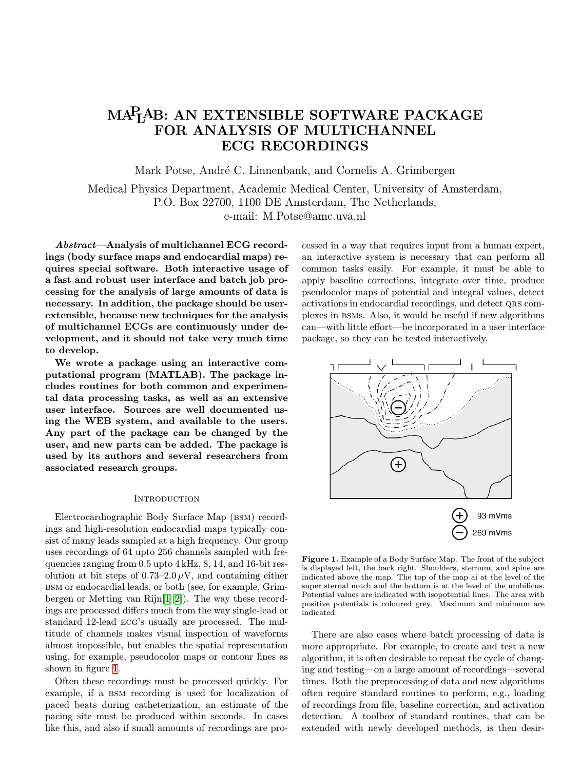# MAPLAB: AN EXTENSIBLE SOFTWARE PACKAGE FOR ANALYSIS OF MULTICHANNEL ECG RECORDINGS

Mark Potse, André C. Linnenbank, and Cornelis A. Grimbergen

Medical Physics Department, Academic Medical Center, University of Amsterdam, P.O. Box 22700, 1100 DE Amsterdam, The Netherlands, e-mail: M.Potse@amc.uva.nl

***Abstract*—Analysis of multichannel ECG recordings (body surface maps and endocardial maps) requires special software. Both interactive usage of a fast and robust user interface and batch job processing for the analysis of large amounts of data is necessary. In addition, the package should be user-extensible, because new techniques for the analysis of multichannel ECGs are continuously under development, and it should not take very much time to develop.**

**We wrote a package using an interactive computational program (MATLAB). The package includes routines for both common and experimental data processing tasks, as well as an extensive user interface. Sources are well documented using the WEB system, and available to the users. Any part of the package can be changed by the user, and new parts can be added. The package is used by its authors and several researchers from associated research groups.**

## Introduction

Electrocardiographic Body Surface Map (BSM) recordings and high-resolution endocardial maps typically consist of many leads sampled at a high frequency. Our group uses recordings of 64 upto 256 channels sampled with frequencies ranging from 0.5 upto 4 kHz, 8, 14, and 16-bit resolution at bit steps of 0.73–2.0 $\mu$V, and containing either BSM or endocardial leads, or both (see, for example, Grimbergen or Metting van Rijn[1][2]). The way these recordings are processed differs much from the way single-lead or standard 12-lead ECG's usually are processed. The multitude of channels makes visual inspection of waveforms almost impossible, but enables the spatial representation using, for example, pseudocolor maps or contour lines as shown in figure 1.

Often these recordings must be processed quickly. For example, if a BSM recording is used for localization of paced beats during catheterization, an estimate of the pacing site must be produced within seconds. In cases like this, and also if small amounts of recordings are processed in a way that requires input from a human expert, an interactive system is necessary that can perform all common tasks easily. For example, it must be able to apply baseline corrections, integrate over time, produce pseudocolor maps of potential and integral values, detect activations in endocardial recordings, and detect QRS complexes in BSMs. Also, it would be useful if new algorithms can—with little effort—be incorporated in a user interface package, so they can be tested interactively.

⊕ 93 mVms
⊖ 269 mVms

**Figure 1.** Example of a Body Surface Map. The front of the subject is displayed left, the back right. Shoulders, sternum, and spine are indicated above the map. The top of the map ai at the level of the super sternal notch and the bottom is at the level of the umbilicus. Potential values are indicated with isopotential lines. The area with positive potentials is coloured grey. Maximum and minimum are indicated.

There are also cases where batch processing of data is more appropriate. For example, to create and test a new algorithm, it is often desirable to repeat the cycle of changing and testing—on a large amount of recordings—several times. Both the preprocessing of data and new algorithms often require standard routines to perform, e.g., loading of recordings from file, baseline correction, and activation detection. A toolbox of standard routines, that can be extended with newly developed methods, is then desir-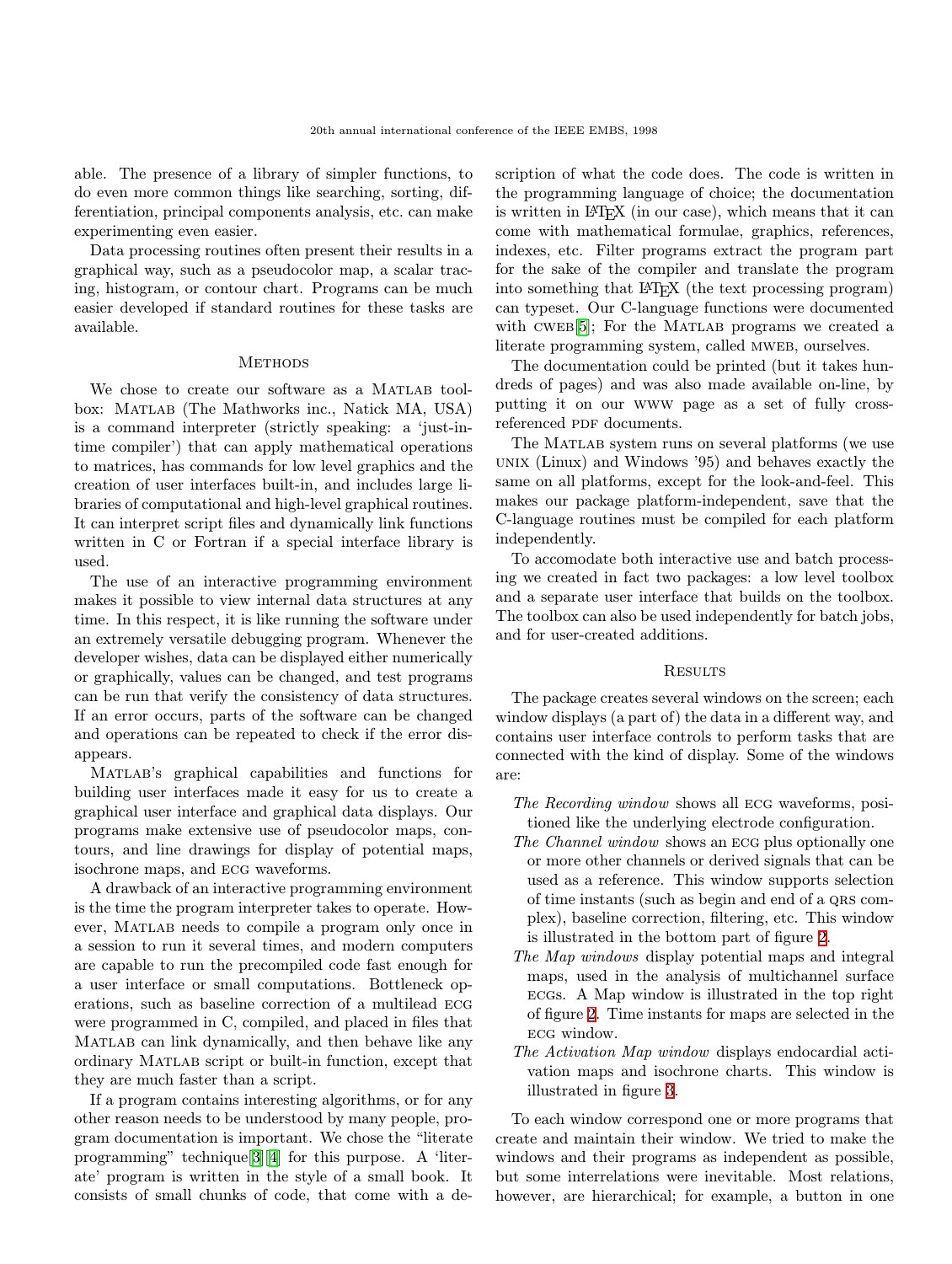able. The presence of a library of simpler functions, to do even more common things like searching, sorting, differentiation, principal components analysis, etc. can make experimenting even easier.

Data processing routines often present their results in a graphical way, such as a pseudocolor map, a scalar tracing, histogram, or contour chart. Programs can be much easier developed if standard routines for these tasks are available.

## Methods

We chose to create our software as a MATLAB toolbox: MATLAB (The Mathworks inc., Natick MA, USA) is a command interpreter (strictly speaking: a 'just-in-time compiler') that can apply mathematical operations to matrices, has commands for low level graphics and the creation of user interfaces built-in, and includes large libraries of computational and high-level graphical routines. It can interpret script files and dynamically link functions written in C or Fortran if a special interface library is used.

The use of an interactive programming environment makes it possible to view internal data structures at any time. In this respect, it is like running the software under an extremely versatile debugging program. Whenever the developer wishes, data can be displayed either numerically or graphically, values can be changed, and test programs can be run that verify the consistency of data structures. If an error occurs, parts of the software can be changed and operations can be repeated to check if the error disappears.

MATLAB's graphical capabilities and functions for building user interfaces made it easy for us to create a graphical user interface and graphical data displays. Our programs make extensive use of pseudocolor maps, contours, and line drawings for display of potential maps, isochrone maps, and ECG waveforms.

A drawback of an interactive programming environment is the time the program interpreter takes to operate. However, MATLAB needs to compile a program only once in a session to run it several times, and modern computers are capable to run the precompiled code fast enough for a user interface or small computations. Bottleneck operations, such as baseline correction of a multilead ECG were programmed in C, compiled, and placed in files that MATLAB can link dynamically, and then behave like any ordinary MATLAB script or built-in function, except that they are much faster than a script.

If a program contains interesting algorithms, or for any other reason needs to be understood by many people, program documentation is important. We chose the "literate programming" technique[3][4] for this purpose. A 'literate' program is written in the style of a small book. It consists of small chunks of code, that come with a description of what the code does. The code is written in the programming language of choice; the documentation is written in LaTeX (in our case), which means that it can come with mathematical formulae, graphics, references, indexes, etc. Filter programs extract the program part for the sake of the compiler and translate the program into something that LaTeX (the text processing program) can typeset. Our C-language functions were documented with CWEB[5]; For the MATLAB programs we created a literate programming system, called MWEB, ourselves.

The documentation could be printed (but it takes hundreds of pages) and was also made available on-line, by putting it on our WWW page as a set of fully cross-referenced PDF documents.

The MATLAB system runs on several platforms (we use UNIX (Linux) and Windows '95) and behaves exactly the same on all platforms, except for the look-and-feel. This makes our package platform-independent, save that the C-language routines must be compiled for each platform independently.

To accomodate both interactive use and batch processing we created in fact two packages: a low level toolbox and a separate user interface that builds on the toolbox. The toolbox can also be used independently for batch jobs, and for user-created additions.

## Results

The package creates several windows on the screen; each window displays (a part of) the data in a different way, and contains user interface controls to perform tasks that are connected with the kind of display. Some of the windows are:

*The Recording window* shows all ECG waveforms, positioned like the underlying electrode configuration.

*The Channel window* shows an ECG plus optionally one or more other channels or derived signals that can be used as a reference. This window supports selection of time instants (such as begin and end of a QRS complex), baseline correction, filtering, etc. This window is illustrated in the bottom part of figure 2.

*The Map windows* display potential maps and integral maps, used in the analysis of multichannel surface ECGs. A Map window is illustrated in the top right of figure 2. Time instants for maps are selected in the ECG window.

*The Activation Map window* displays endocardial activation maps and isochrone charts. This window is illustrated in figure 3.

To each window correspond one or more programs that create and maintain their window. We tried to make the windows and their programs as independent as possible, but some interrelations were inevitable. Most relations, however, are hierarchical; for example, a button in one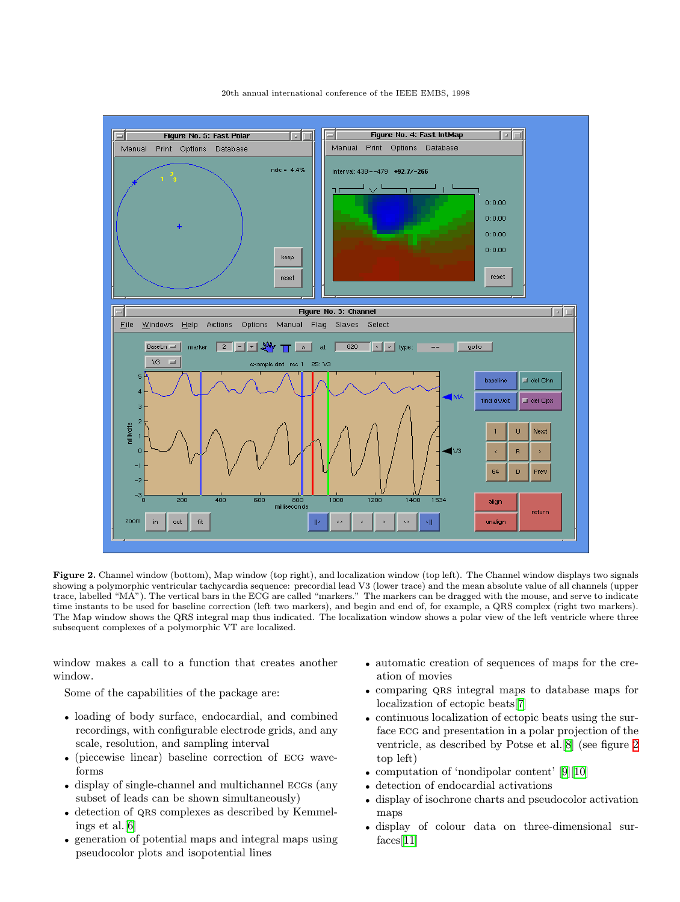**Figure 2.** Channel window (bottom), Map window (top right), and localization window (top left). The Channel window displays two signals showing a polymorphic ventricular tachycardia sequence: precordial lead V3 (lower trace) and the mean absolute value of all channels (upper trace, labelled "MA"). The vertical bars in the ECG are called "markers." The markers can be dragged with the mouse, and serve to indicate time instants to be used for baseline correction (left two markers), and begin and end of, for example, a QRS complex (right two markers). The Map window shows the QRS integral map thus indicated. The localization window shows a polar view of the left ventricle where three subsequent complexes of a polymorphic VT are localized.

window makes a call to a function that creates another window.

Some of the capabilities of the package are:

- loading of body surface, endocardial, and combined recordings, with configurable electrode grids, and any scale, resolution, and sampling interval
- (piecewise linear) baseline correction of ECG waveforms
- display of single-channel and multichannel ECGs (any subset of leads can be shown simultaneously)
- detection of QRS complexes as described by Kemmelings et al.[6]
- generation of potential maps and integral maps using pseudocolor plots and isopotential lines
- automatic creation of sequences of maps for the creation of movies
- comparing QRS integral maps to database maps for localization of ectopic beats[7]
- continuous localization of ectopic beats using the surface ECG and presentation in a polar projection of the ventricle, as described by Potse et al.[8] (see figure 2 top left)
- computation of 'nondipolar content' [9][10]
- detection of endocardial activations
- display of isochrone charts and pseudocolor activation maps
- display of colour data on three-dimensional surfaces[11]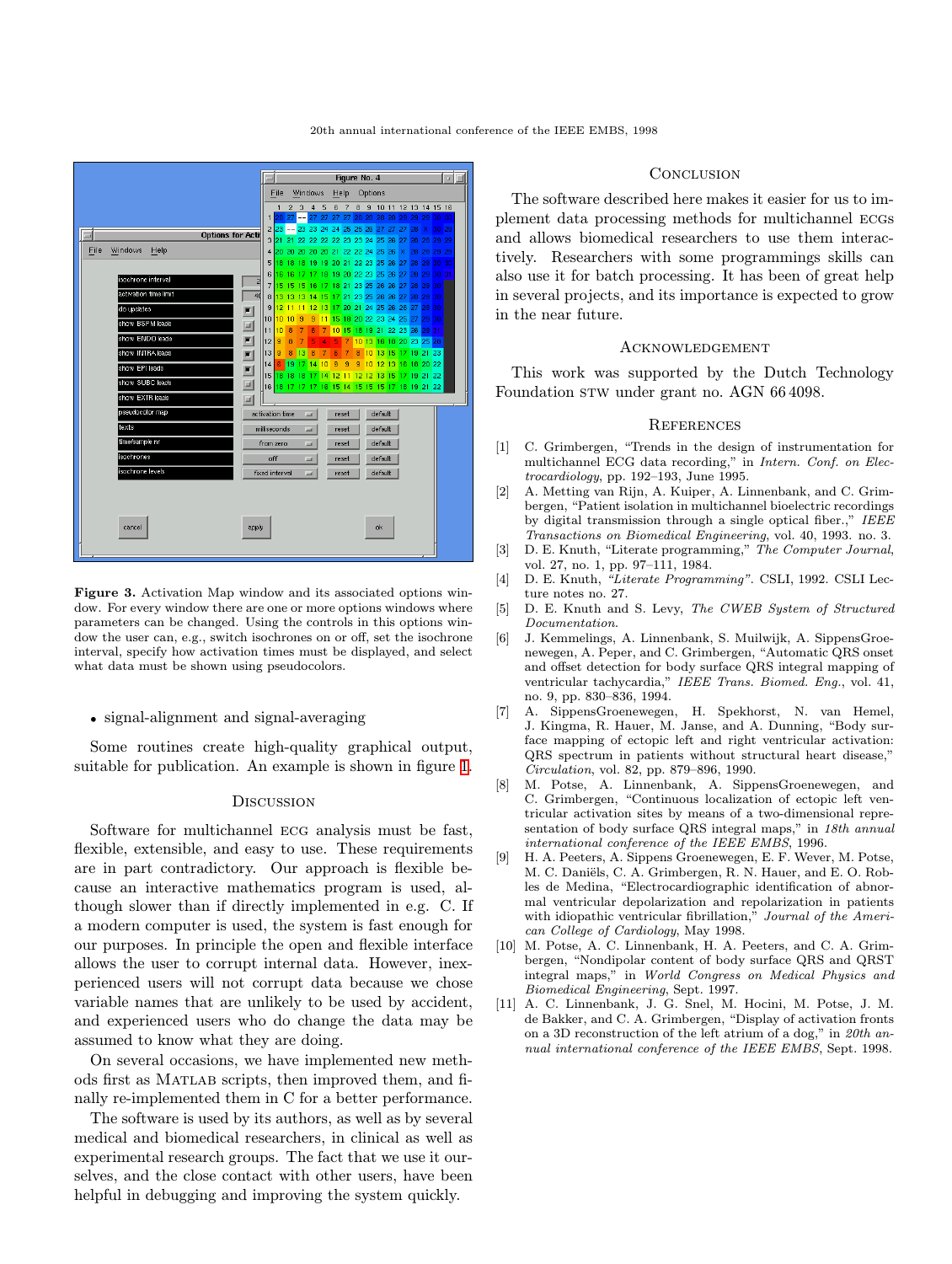**Figure 3.** Activation Map window and its associated options window. For every window there are one or more options windows where parameters can be changed. Using the controls in this options window the user can, e.g., switch isochrones on or off, set the isochrone interval, specify how activation times must be displayed, and select what data must be shown using pseudocolors.

- signal-alignment and signal-averaging

Some routines create high-quality graphical output, suitable for publication. An example is shown in figure 1.

## Discussion

Software for multichannel ECG analysis must be fast, flexible, extensible, and easy to use. These requirements are in part contradictory. Our approach is flexible because an interactive mathematics program is used, although slower than if directly implemented in e.g. C. If a modern computer is used, the system is fast enough for our purposes. In principle the open and flexible interface allows the user to corrupt internal data. However, inexperienced users will not corrupt data because we chose variable names that are unlikely to be used by accident, and experienced users who do change the data may be assumed to know what they are doing.

On several occasions, we have implemented new methods first as MATLAB scripts, then improved them, and finally re-implemented them in C for a better performance.

The software is used by its authors, as well as by several medical and biomedical researchers, in clinical as well as experimental research groups. The fact that we use it ourselves, and the close contact with other users, have been helpful in debugging and improving the system quickly.

## Conclusion

The software described here makes it easier for us to implement data processing methods for multichannel ECGs and allows biomedical researchers to use them interactively. Researchers with some programmings skills can also use it for batch processing. It has been of great help in several projects, and its importance is expected to grow in the near future.

## Acknowledgement

This work was supported by the Dutch Technology Foundation STW under grant no. AGN 66 4098.

## References

[1] C. Grimbergen, "Trends in the design of instrumentation for multichannel ECG data recording," in *Intern. Conf. on Electrocardiology*, pp. 192–193, June 1995.

[2] A. Metting van Rijn, A. Kuiper, A. Linnenbank, and C. Grimbergen, "Patient isolation in multichannel bioelectric recordings by digital transmission through a single optical fiber.," *IEEE Transactions on Biomedical Engineering*, vol. 40, 1993. no. 3.

[3] D. E. Knuth, "Literate programming," *The Computer Journal*, vol. 27, no. 1, pp. 97–111, 1984.

[4] D. E. Knuth, *"Literate Programming"*. CSLI, 1992. CSLI Lecture notes no. 27.

[5] D. E. Knuth and S. Levy, *The CWEB System of Structured Documentation*.

[6] J. Kemmelings, A. Linnenbank, S. Muilwijk, A. SippensGroenewegen, A. Peper, and C. Grimbergen, "Automatic QRS onset and offset detection for body surface QRS integral mapping of ventricular tachycardia," *IEEE Trans. Biomed. Eng.*, vol. 41, no. 9, pp. 830–836, 1994.

[7] A. SippensGroenewegen, H. Spekhorst, N. van Hemel, J. Kingma, R. Hauer, M. Janse, and A. Dunning, "Body surface mapping of ectopic left and right ventricular activation: QRS spectrum in patients without structural heart disease," *Circulation*, vol. 82, pp. 879–896, 1990.

[8] M. Potse, A. Linnenbank, A. SippensGroenewegen, and C. Grimbergen, "Continuous localization of ectopic left ventricular activation sites by means of a two-dimensional representation of body surface QRS integral maps," in *18th annual international conference of the IEEE EMBS*, 1996.

[9] H. A. Peeters, A. Sippens Groenewegen, E. F. Wever, M. Potse, M. C. Daniëls, C. A. Grimbergen, R. N. Hauer, and E. O. Robles de Medina, "Electrocardiographic identification of abnormal ventricular depolarization and repolarization in patients with idiopathic ventricular fibrillation," *Journal of the American College of Cardiology*, May 1998.

[10] M. Potse, A. C. Linnenbank, H. A. Peeters, and C. A. Grimbergen, "Nondipolar content of body surface QRS and QRST integral maps," in *World Congress on Medical Physics and Biomedical Engineering*, Sept. 1997.

[11] A. C. Linnenbank, J. G. Snel, M. Hocini, M. Potse, J. M. de Bakker, and C. A. Grimbergen, "Display of activation fronts on a 3D reconstruction of the left atrium of a dog," in *20th annual international conference of the IEEE EMBS*, Sept. 1998.